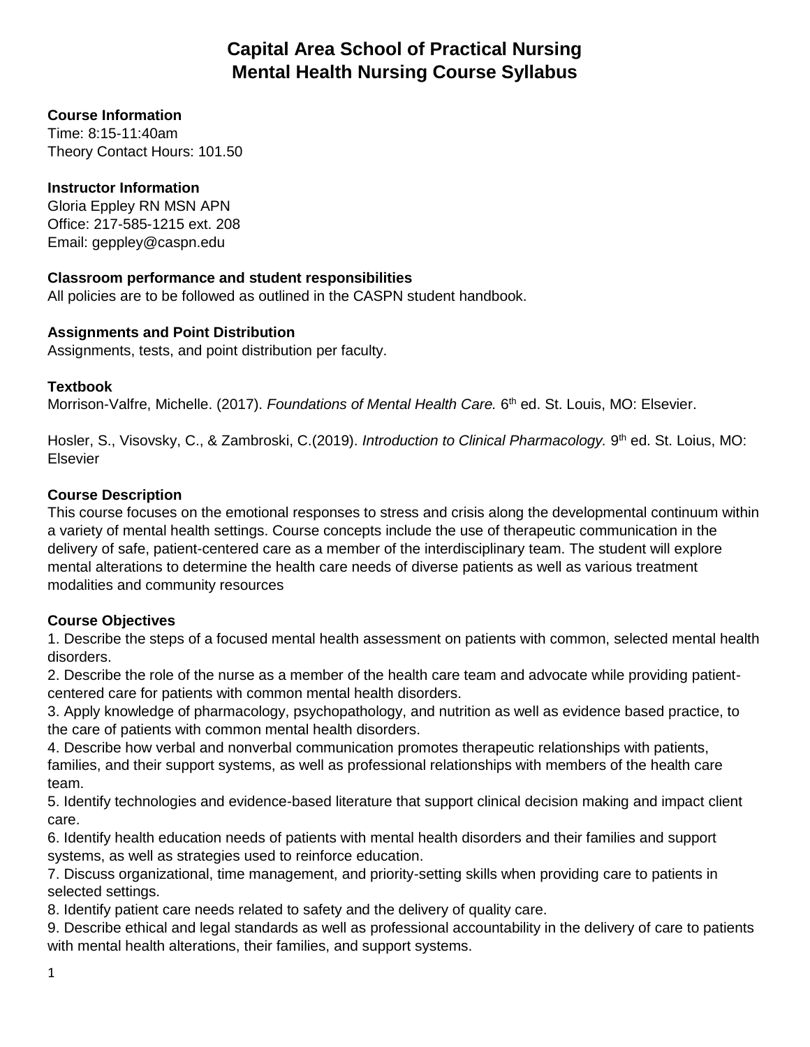# Capital Area School of Practical Nursing
# Mental Health Nursing Course Syllabus

**Course Information**
Time: 8:15-11:40am
Theory Contact Hours: 101.50

**Instructor Information**
Gloria Eppley RN MSN APN
Office: 217-585-1215 ext. 208
Email: geppley@caspn.edu

**Classroom performance and student responsibilities**
All policies are to be followed as outlined in the CASPN student handbook.

**Assignments and Point Distribution**
Assignments, tests, and point distribution per faculty.

**Textbook**
Morrison-Valfre, Michelle. (2017). *Foundations of Mental Health Care.* 6th ed. St. Louis, MO: Elsevier.

Hosler, S., Visovsky, C., & Zambroski, C.(2019). *Introduction to Clinical Pharmacology.* 9th ed. St. Loius, MO: Elsevier

**Course Description**
This course focuses on the emotional responses to stress and crisis along the developmental continuum within a variety of mental health settings. Course concepts include the use of therapeutic communication in the delivery of safe, patient-centered care as a member of the interdisciplinary team. The student will explore mental alterations to determine the health care needs of diverse patients as well as various treatment modalities and community resources

**Course Objectives**
1. Describe the steps of a focused mental health assessment on patients with common, selected mental health disorders.
2. Describe the role of the nurse as a member of the health care team and advocate while providing patient-centered care for patients with common mental health disorders.
3. Apply knowledge of pharmacology, psychopathology, and nutrition as well as evidence based practice, to the care of patients with common mental health disorders.
4. Describe how verbal and nonverbal communication promotes therapeutic relationships with patients, families, and their support systems, as well as professional relationships with members of the health care team.
5. Identify technologies and evidence-based literature that support clinical decision making and impact client care.
6. Identify health education needs of patients with mental health disorders and their families and support systems, as well as strategies used to reinforce education.
7. Discuss organizational, time management, and priority-setting skills when providing care to patients in selected settings.
8. Identify patient care needs related to safety and the delivery of quality care.
9. Describe ethical and legal standards as well as professional accountability in the delivery of care to patients with mental health alterations, their families, and support systems.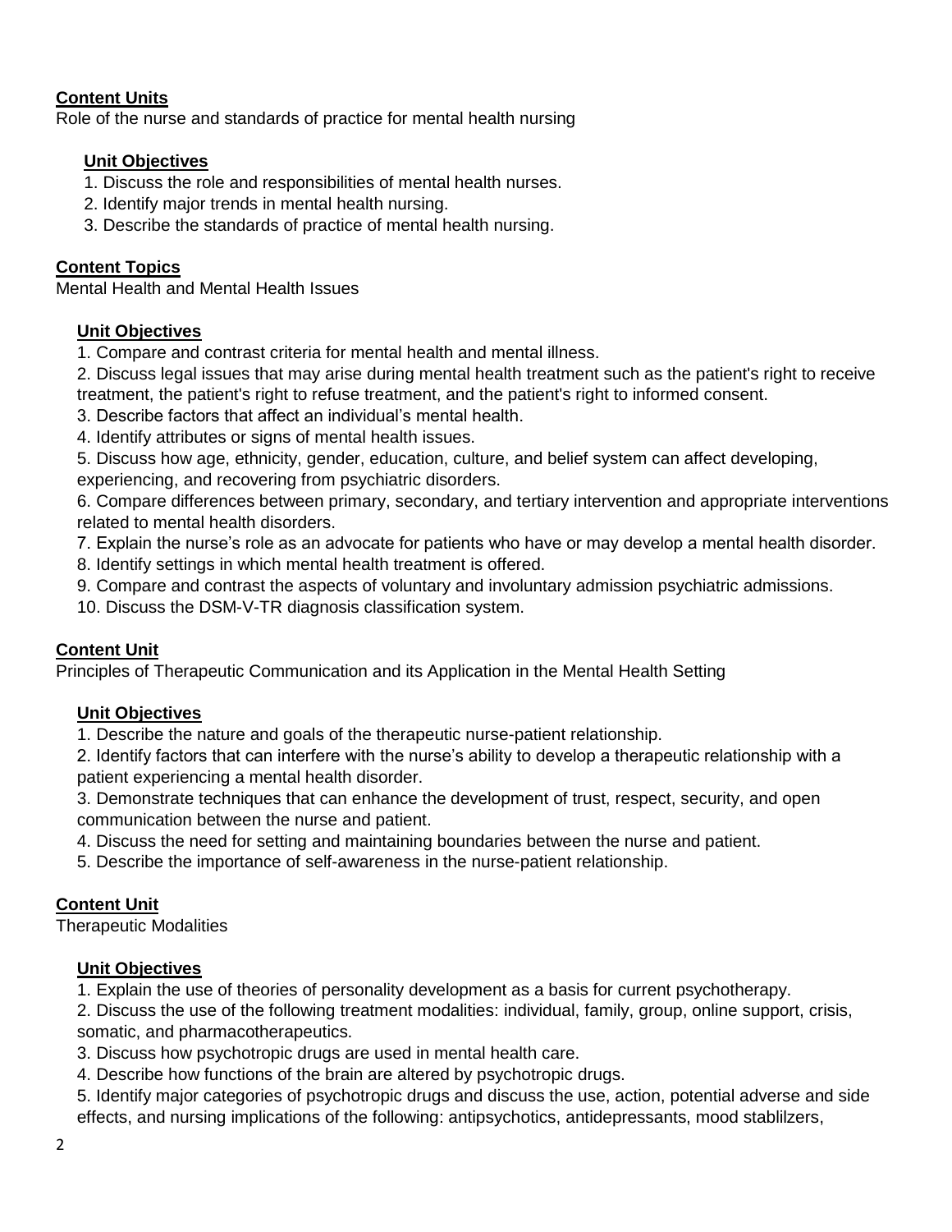**Content Units**

Role of the nurse and standards of practice for mental health nursing

**Unit Objectives**

1. Discuss the role and responsibilities of mental health nurses.
2. Identify major trends in mental health nursing.
3. Describe the standards of practice of mental health nursing.

**Content Topics**

Mental Health and Mental Health Issues

**Unit Objectives**

1. Compare and contrast criteria for mental health and mental illness.
2. Discuss legal issues that may arise during mental health treatment such as the patient's right to receive treatment, the patient's right to refuse treatment, and the patient's right to informed consent.
3. Describe factors that affect an individual's mental health.
4. Identify attributes or signs of mental health issues.
5. Discuss how age, ethnicity, gender, education, culture, and belief system can affect developing, experiencing, and recovering from psychiatric disorders.
6. Compare differences between primary, secondary, and tertiary intervention and appropriate interventions related to mental health disorders.
7. Explain the nurse's role as an advocate for patients who have or may develop a mental health disorder.
8. Identify settings in which mental health treatment is offered.
9. Compare and contrast the aspects of voluntary and involuntary admission psychiatric admissions.
10. Discuss the DSM-V-TR diagnosis classification system.

**Content Unit**

Principles of Therapeutic Communication and its Application in the Mental Health Setting

**Unit Objectives**

1. Describe the nature and goals of the therapeutic nurse-patient relationship.
2. Identify factors that can interfere with the nurse's ability to develop a therapeutic relationship with a patient experiencing a mental health disorder.
3. Demonstrate techniques that can enhance the development of trust, respect, security, and open communication between the nurse and patient.
4. Discuss the need for setting and maintaining boundaries between the nurse and patient.
5. Describe the importance of self-awareness in the nurse-patient relationship.

**Content Unit**

Therapeutic Modalities

**Unit Objectives**

1. Explain the use of theories of personality development as a basis for current psychotherapy.
2. Discuss the use of the following treatment modalities: individual, family, group, online support, crisis, somatic, and pharmacotherapeutics.
3. Discuss how psychotropic drugs are used in mental health care.
4. Describe how functions of the brain are altered by psychotropic drugs.
5. Identify major categories of psychotropic drugs and discuss the use, action, potential adverse and side effects, and nursing implications of the following: antipsychotics, antidepressants, mood stablilzers,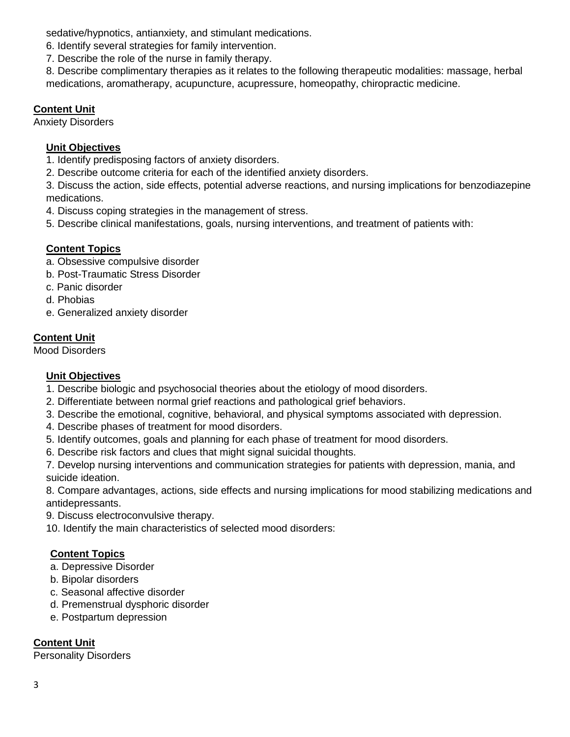sedative/hypnotics, antianxiety, and stimulant medications.
6. Identify several strategies for family intervention.
7. Describe the role of the nurse in family therapy.
8. Describe complimentary therapies as it relates to the following therapeutic modalities: massage, herbal medications, aromatherapy, acupuncture, acupressure, homeopathy, chiropractic medicine.

**Content Unit**
Anxiety Disorders

**Unit Objectives**
1. Identify predisposing factors of anxiety disorders.
2. Describe outcome criteria for each of the identified anxiety disorders.
3. Discuss the action, side effects, potential adverse reactions, and nursing implications for benzodiazepine medications.
4. Discuss coping strategies in the management of stress.
5. Describe clinical manifestations, goals, nursing interventions, and treatment of patients with:

**Content Topics**
a. Obsessive compulsive disorder
b. Post-Traumatic Stress Disorder
c. Panic disorder
d. Phobias
e. Generalized anxiety disorder

**Content Unit**
Mood Disorders

**Unit Objectives**
1. Describe biologic and psychosocial theories about the etiology of mood disorders.
2. Differentiate between normal grief reactions and pathological grief behaviors.
3. Describe the emotional, cognitive, behavioral, and physical symptoms associated with depression.
4. Describe phases of treatment for mood disorders.
5. Identify outcomes, goals and planning for each phase of treatment for mood disorders.
6. Describe risk factors and clues that might signal suicidal thoughts.
7. Develop nursing interventions and communication strategies for patients with depression, mania, and suicide ideation.
8. Compare advantages, actions, side effects and nursing implications for mood stabilizing medications and antidepressants.
9. Discuss electroconvulsive therapy.
10. Identify the main characteristics of selected mood disorders:

**Content Topics**
a. Depressive Disorder
b. Bipolar disorders
c. Seasonal affective disorder
d. Premenstrual dysphoric disorder
e. Postpartum depression

**Content Unit**
Personality Disorders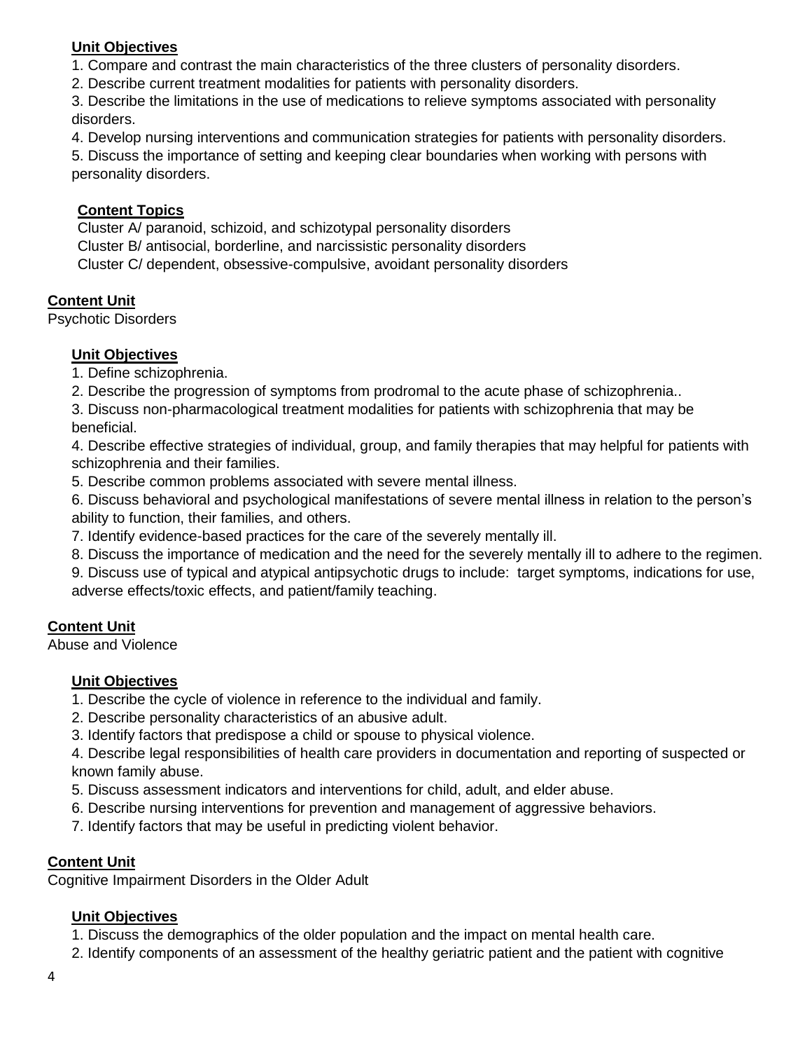**Unit Objectives**

1. Compare and contrast the main characteristics of the three clusters of personality disorders.
2. Describe current treatment modalities for patients with personality disorders.
3. Describe the limitations in the use of medications to relieve symptoms associated with personality disorders.
4. Develop nursing interventions and communication strategies for patients with personality disorders.
5. Discuss the importance of setting and keeping clear boundaries when working with persons with personality disorders.

**Content Topics**

Cluster A/ paranoid, schizoid, and schizotypal personality disorders
Cluster B/ antisocial, borderline, and narcissistic personality disorders
Cluster C/ dependent, obsessive-compulsive, avoidant personality disorders

**Content Unit**

Psychotic Disorders

**Unit Objectives**

1. Define schizophrenia.
2. Describe the progression of symptoms from prodromal to the acute phase of schizophrenia..
3. Discuss non-pharmacological treatment modalities for patients with schizophrenia that may be beneficial.
4. Describe effective strategies of individual, group, and family therapies that may helpful for patients with schizophrenia and their families.
5. Describe common problems associated with severe mental illness.
6. Discuss behavioral and psychological manifestations of severe mental illness in relation to the person's ability to function, their families, and others.
7. Identify evidence-based practices for the care of the severely mentally ill.
8. Discuss the importance of medication and the need for the severely mentally ill to adhere to the regimen.
9. Discuss use of typical and atypical antipsychotic drugs to include: target symptoms, indications for use, adverse effects/toxic effects, and patient/family teaching.

**Content Unit**

Abuse and Violence

**Unit Objectives**

1. Describe the cycle of violence in reference to the individual and family.
2. Describe personality characteristics of an abusive adult.
3. Identify factors that predispose a child or spouse to physical violence.
4. Describe legal responsibilities of health care providers in documentation and reporting of suspected or known family abuse.
5. Discuss assessment indicators and interventions for child, adult, and elder abuse.
6. Describe nursing interventions for prevention and management of aggressive behaviors.
7. Identify factors that may be useful in predicting violent behavior.

**Content Unit**

Cognitive Impairment Disorders in the Older Adult

**Unit Objectives**

1. Discuss the demographics of the older population and the impact on mental health care.
2. Identify components of an assessment of the healthy geriatric patient and the patient with cognitive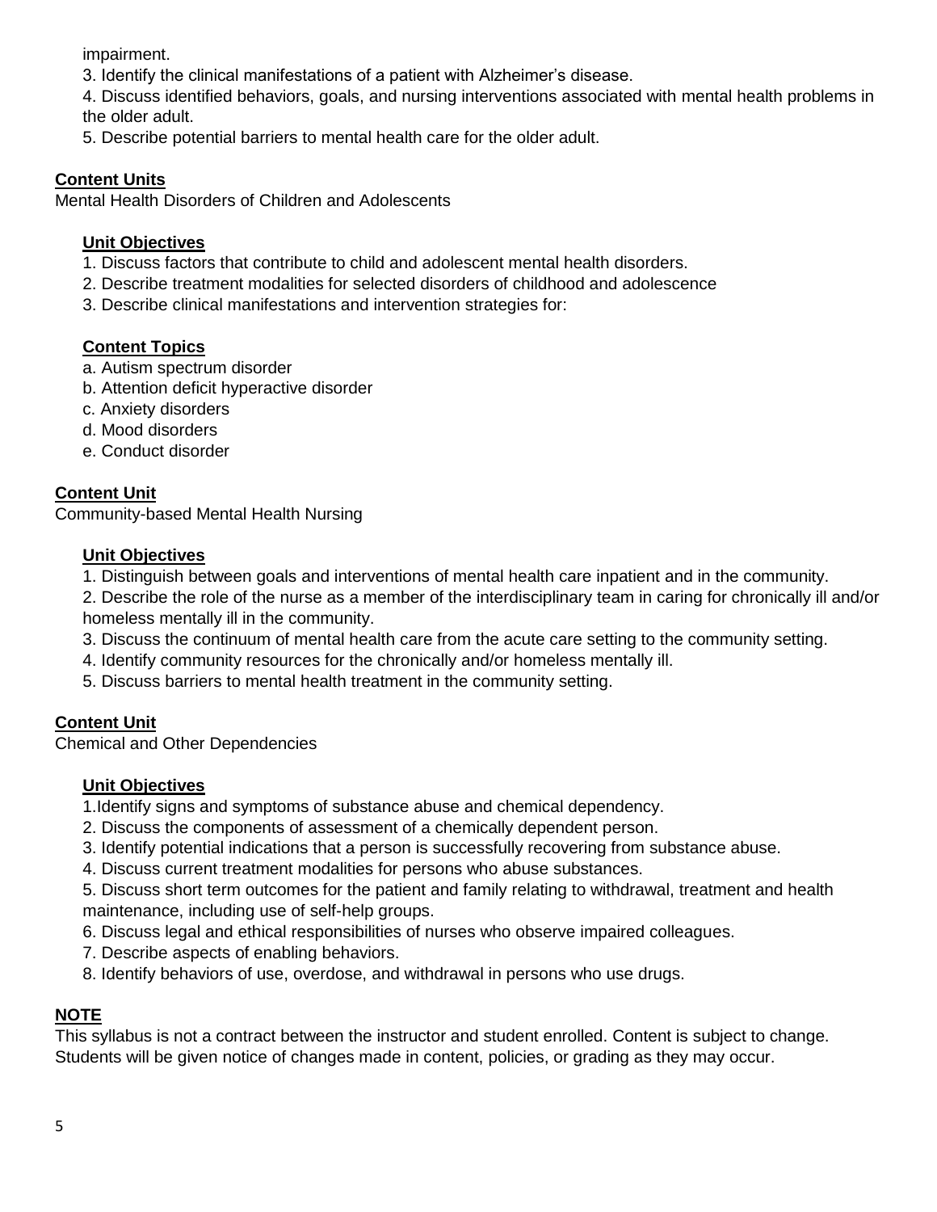impairment.

3. Identify the clinical manifestations of a patient with Alzheimer's disease.
4. Discuss identified behaviors, goals, and nursing interventions associated with mental health problems in the older adult.
5. Describe potential barriers to mental health care for the older adult.

**Content Units**

Mental Health Disorders of Children and Adolescents

**Unit Objectives**

1. Discuss factors that contribute to child and adolescent mental health disorders.
2. Describe treatment modalities for selected disorders of childhood and adolescence
3. Describe clinical manifestations and intervention strategies for:

**Content Topics**

a. Autism spectrum disorder
b. Attention deficit hyperactive disorder
c. Anxiety disorders
d. Mood disorders
e. Conduct disorder

**Content Unit**

Community-based Mental Health Nursing

**Unit Objectives**

1. Distinguish between goals and interventions of mental health care inpatient and in the community.
2. Describe the role of the nurse as a member of the interdisciplinary team in caring for chronically ill and/or homeless mentally ill in the community.
3. Discuss the continuum of mental health care from the acute care setting to the community setting.
4. Identify community resources for the chronically and/or homeless mentally ill.
5. Discuss barriers to mental health treatment in the community setting.

**Content Unit**

Chemical and Other Dependencies

**Unit Objectives**

1. Identify signs and symptoms of substance abuse and chemical dependency.
2. Discuss the components of assessment of a chemically dependent person.
3. Identify potential indications that a person is successfully recovering from substance abuse.
4. Discuss current treatment modalities for persons who abuse substances.
5. Discuss short term outcomes for the patient and family relating to withdrawal, treatment and health maintenance, including use of self-help groups.
6. Discuss legal and ethical responsibilities of nurses who observe impaired colleagues.
7. Describe aspects of enabling behaviors.
8. Identify behaviors of use, overdose, and withdrawal in persons who use drugs.

**NOTE**

This syllabus is not a contract between the instructor and student enrolled. Content is subject to change. Students will be given notice of changes made in content, policies, or grading as they may occur.